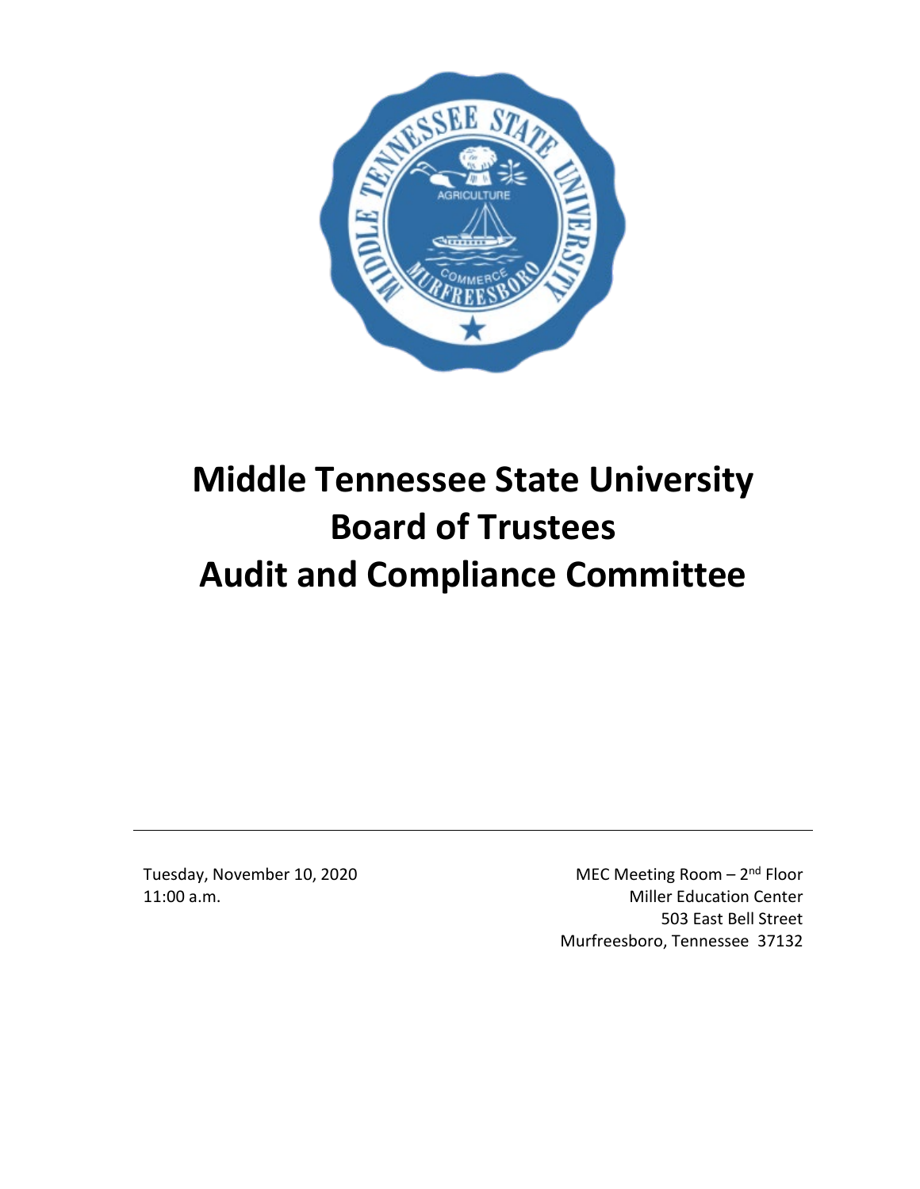# Middle Tennessee State University Board of Trustees Audit and Compliance Committee

Tuesday, November 10, 2020
11:00 a.m.

MEC Meeting Room – 2nd Floor
Miller Education Center
503 East Bell Street
Murfreesboro, Tennessee 37132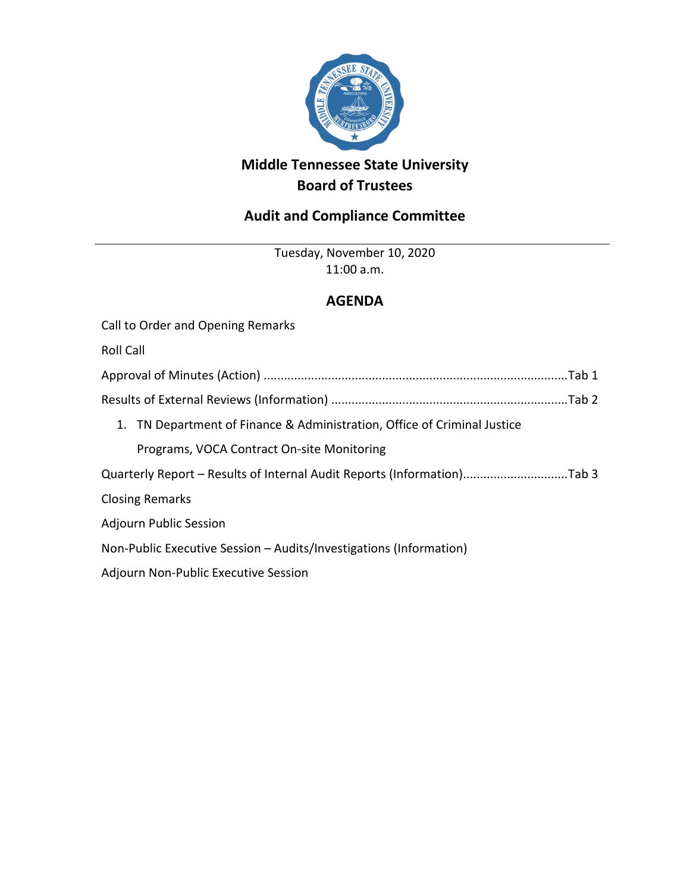# Middle Tennessee State University
# Board of Trustees

## Audit and Compliance Committee

---

Tuesday, November 10, 2020
11:00 a.m.

## AGENDA

Call to Order and Opening Remarks

Roll Call

Approval of Minutes (Action) ........................................................................................Tab 1

Results of External Reviews (Information) ....................................................................Tab 2

1. TN Department of Finance & Administration, Office of Criminal Justice Programs, VOCA Contract On-site Monitoring

Quarterly Report – Results of Internal Audit Reports (Information)..............................Tab 3

Closing Remarks

Adjourn Public Session

Non-Public Executive Session – Audits/Investigations (Information)

Adjourn Non-Public Executive Session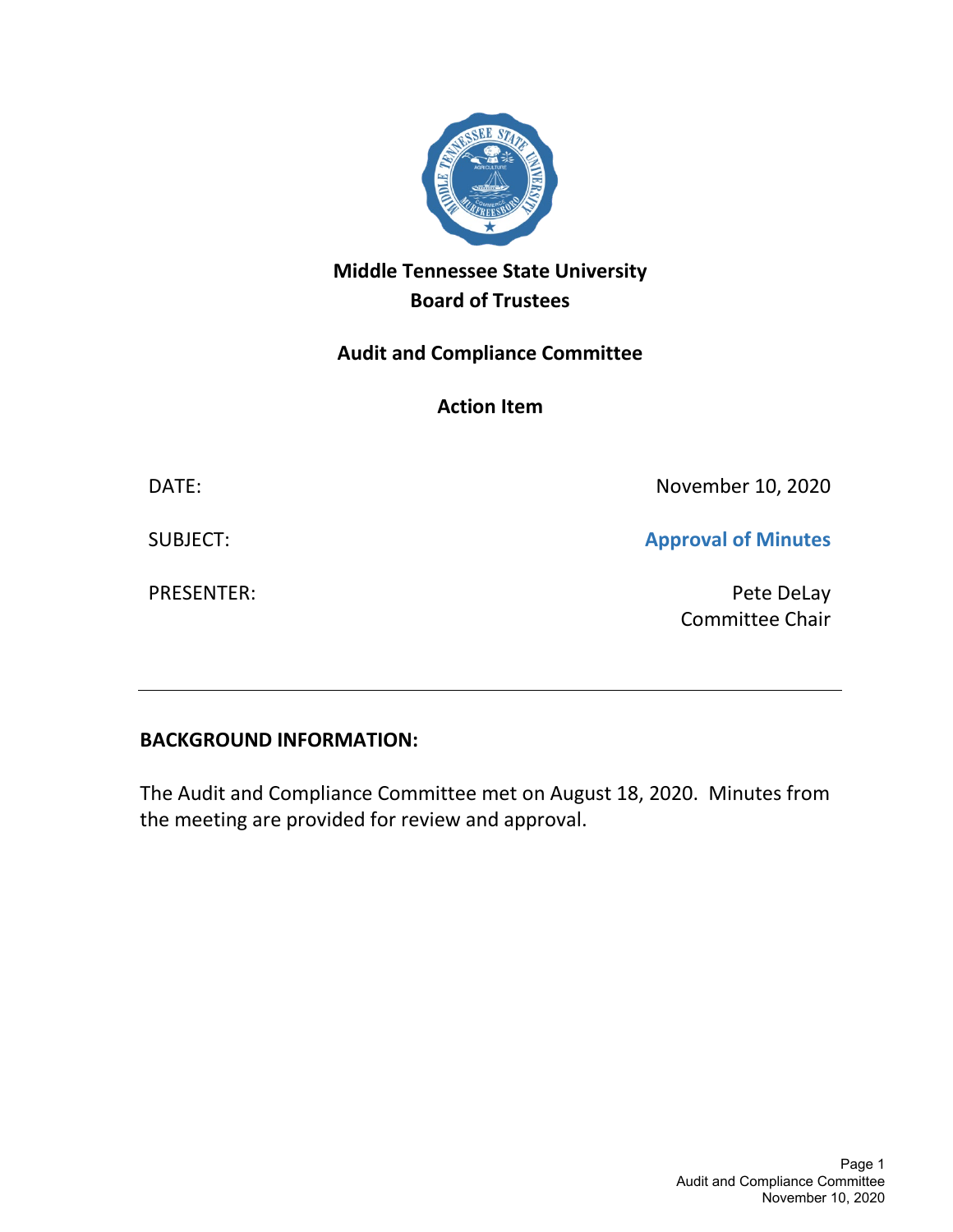**Middle Tennessee State University**
**Board of Trustees**

**Audit and Compliance Committee**

**Action Item**

DATE: November 10, 2020

SUBJECT: **Approval of Minutes**

PRESENTER: Pete DeLay
Committee Chair

---

**BACKGROUND INFORMATION:**

The Audit and Compliance Committee met on August 18, 2020. Minutes from the meeting are provided for review and approval.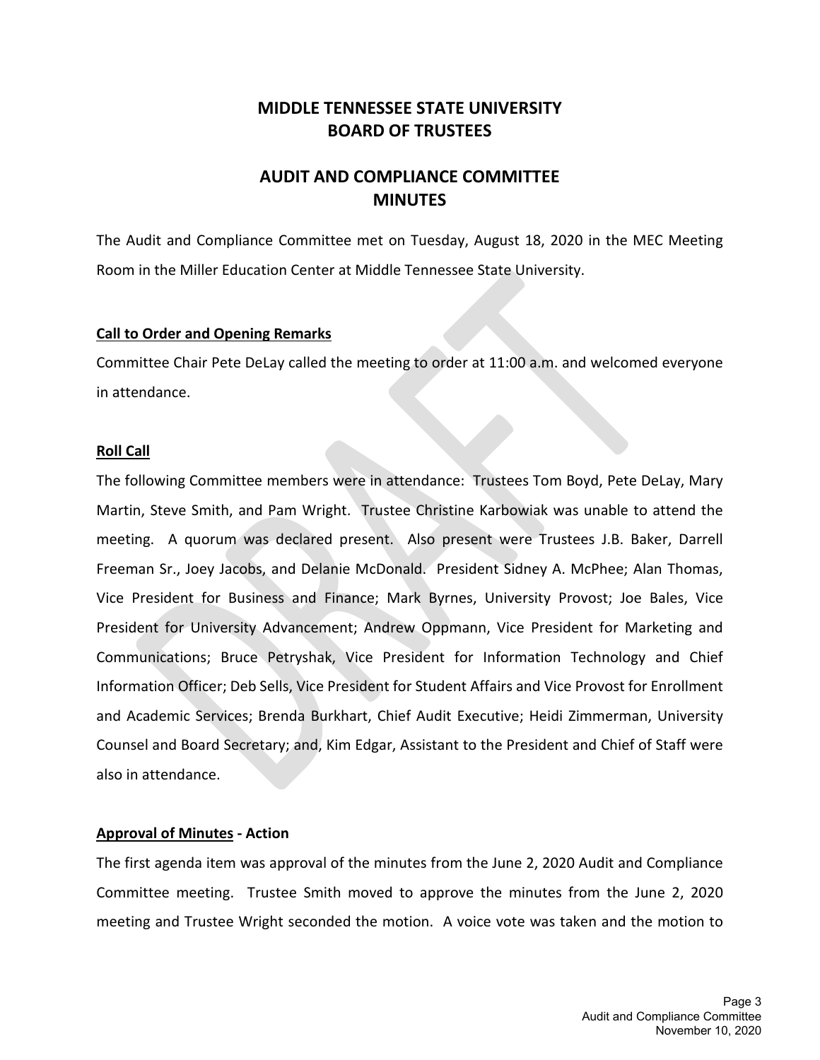# MIDDLE TENNESSEE STATE UNIVERSITY
# BOARD OF TRUSTEES

## AUDIT AND COMPLIANCE COMMITTEE
## MINUTES

The Audit and Compliance Committee met on Tuesday, August 18, 2020 in the MEC Meeting Room in the Miller Education Center at Middle Tennessee State University.

**Call to Order and Opening Remarks**

Committee Chair Pete DeLay called the meeting to order at 11:00 a.m. and welcomed everyone in attendance.

**Roll Call**

The following Committee members were in attendance: Trustees Tom Boyd, Pete DeLay, Mary Martin, Steve Smith, and Pam Wright. Trustee Christine Karbowiak was unable to attend the meeting. A quorum was declared present. Also present were Trustees J.B. Baker, Darrell Freeman Sr., Joey Jacobs, and Delanie McDonald. President Sidney A. McPhee; Alan Thomas, Vice President for Business and Finance; Mark Byrnes, University Provost; Joe Bales, Vice President for University Advancement; Andrew Oppmann, Vice President for Marketing and Communications; Bruce Petryshak, Vice President for Information Technology and Chief Information Officer; Deb Sells, Vice President for Student Affairs and Vice Provost for Enrollment and Academic Services; Brenda Burkhart, Chief Audit Executive; Heidi Zimmerman, University Counsel and Board Secretary; and, Kim Edgar, Assistant to the President and Chief of Staff were also in attendance.

**Approval of Minutes - Action**

The first agenda item was approval of the minutes from the June 2, 2020 Audit and Compliance Committee meeting. Trustee Smith moved to approve the minutes from the June 2, 2020 meeting and Trustee Wright seconded the motion. A voice vote was taken and the motion to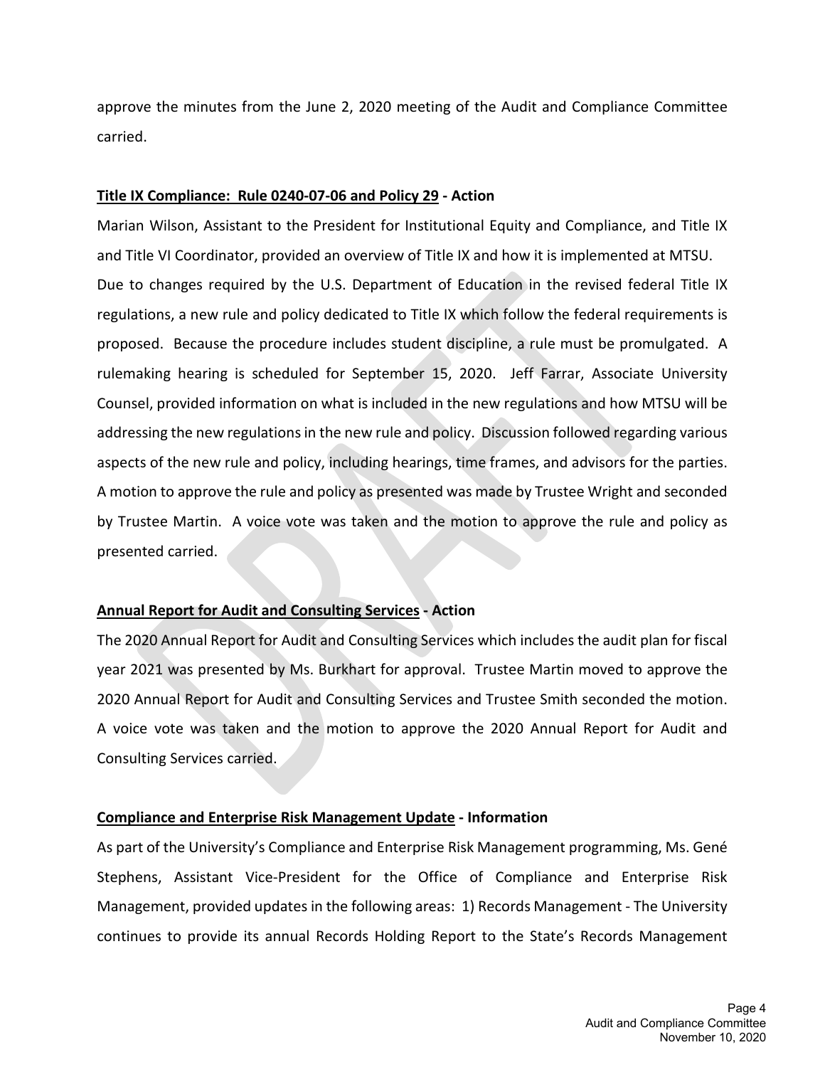approve the minutes from the June 2, 2020 meeting of the Audit and Compliance Committee carried.

**Title IX Compliance: Rule 0240-07-06 and Policy 29 - Action**

Marian Wilson, Assistant to the President for Institutional Equity and Compliance, and Title IX and Title VI Coordinator, provided an overview of Title IX and how it is implemented at MTSU. Due to changes required by the U.S. Department of Education in the revised federal Title IX regulations, a new rule and policy dedicated to Title IX which follow the federal requirements is proposed. Because the procedure includes student discipline, a rule must be promulgated. A rulemaking hearing is scheduled for September 15, 2020. Jeff Farrar, Associate University Counsel, provided information on what is included in the new regulations and how MTSU will be addressing the new regulations in the new rule and policy. Discussion followed regarding various aspects of the new rule and policy, including hearings, time frames, and advisors for the parties. A motion to approve the rule and policy as presented was made by Trustee Wright and seconded by Trustee Martin. A voice vote was taken and the motion to approve the rule and policy as presented carried.

**Annual Report for Audit and Consulting Services - Action**

The 2020 Annual Report for Audit and Consulting Services which includes the audit plan for fiscal year 2021 was presented by Ms. Burkhart for approval. Trustee Martin moved to approve the 2020 Annual Report for Audit and Consulting Services and Trustee Smith seconded the motion. A voice vote was taken and the motion to approve the 2020 Annual Report for Audit and Consulting Services carried.

**Compliance and Enterprise Risk Management Update - Information**

As part of the University's Compliance and Enterprise Risk Management programming, Ms. Gené Stephens, Assistant Vice-President for the Office of Compliance and Enterprise Risk Management, provided updates in the following areas: 1) Records Management - The University continues to provide its annual Records Holding Report to the State's Records Management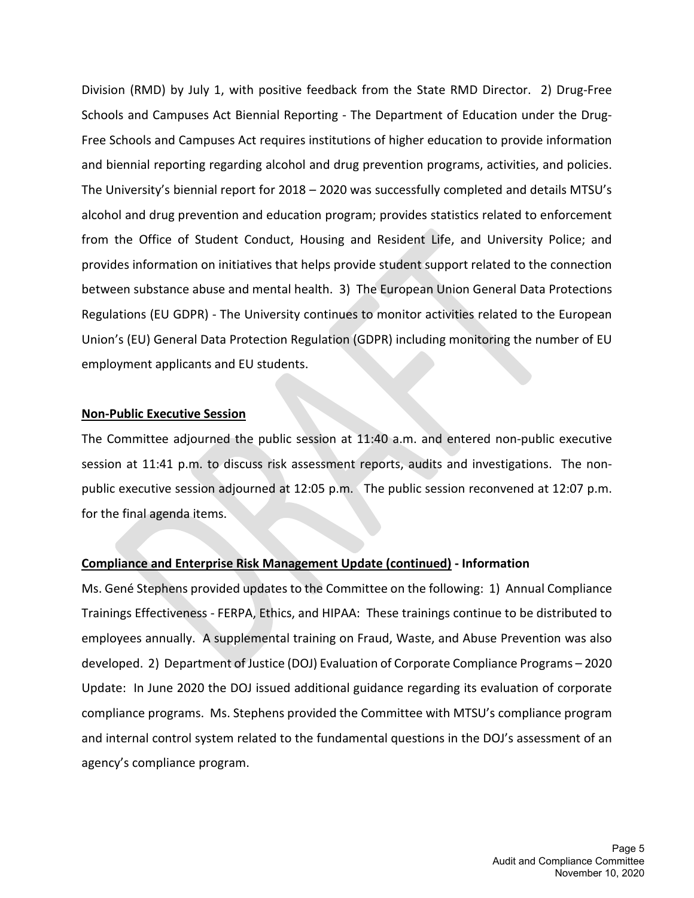Division (RMD) by July 1, with positive feedback from the State RMD Director. 2) Drug-Free Schools and Campuses Act Biennial Reporting - The Department of Education under the Drug-Free Schools and Campuses Act requires institutions of higher education to provide information and biennial reporting regarding alcohol and drug prevention programs, activities, and policies. The University's biennial report for 2018 – 2020 was successfully completed and details MTSU's alcohol and drug prevention and education program; provides statistics related to enforcement from the Office of Student Conduct, Housing and Resident Life, and University Police; and provides information on initiatives that helps provide student support related to the connection between substance abuse and mental health. 3) The European Union General Data Protections Regulations (EU GDPR) - The University continues to monitor activities related to the European Union's (EU) General Data Protection Regulation (GDPR) including monitoring the number of EU employment applicants and EU students.

**Non-Public Executive Session**

The Committee adjourned the public session at 11:40 a.m. and entered non-public executive session at 11:41 p.m. to discuss risk assessment reports, audits and investigations. The non-public executive session adjourned at 12:05 p.m. The public session reconvened at 12:07 p.m. for the final agenda items.

**Compliance and Enterprise Risk Management Update (continued) - Information**

Ms. Gené Stephens provided updates to the Committee on the following: 1) Annual Compliance Trainings Effectiveness - FERPA, Ethics, and HIPAA: These trainings continue to be distributed to employees annually. A supplemental training on Fraud, Waste, and Abuse Prevention was also developed. 2) Department of Justice (DOJ) Evaluation of Corporate Compliance Programs – 2020 Update: In June 2020 the DOJ issued additional guidance regarding its evaluation of corporate compliance programs. Ms. Stephens provided the Committee with MTSU's compliance program and internal control system related to the fundamental questions in the DOJ's assessment of an agency's compliance program.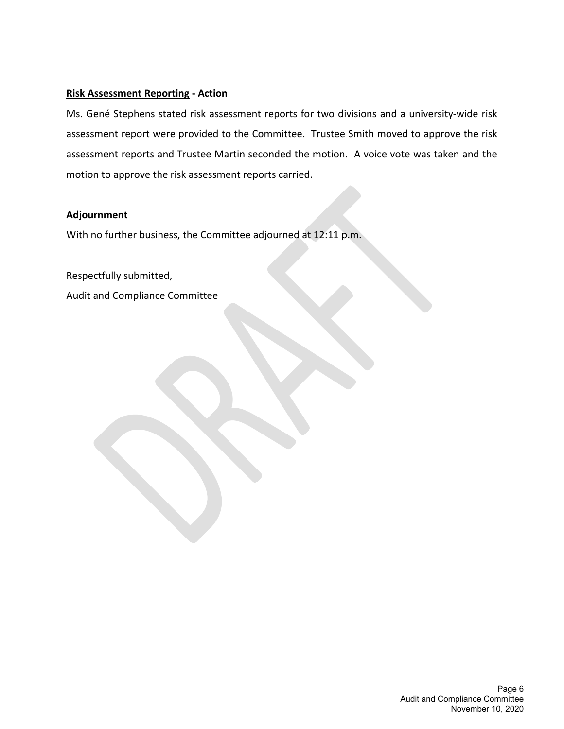**<u>Risk Assessment Reporting</u> - Action**

Ms. Gené Stephens stated risk assessment reports for two divisions and a university-wide risk assessment report were provided to the Committee. Trustee Smith moved to approve the risk assessment reports and Trustee Martin seconded the motion. A voice vote was taken and the motion to approve the risk assessment reports carried.

**<u>Adjournment</u>**

With no further business, the Committee adjourned at 12:11 p.m.

Respectfully submitted,

Audit and Compliance Committee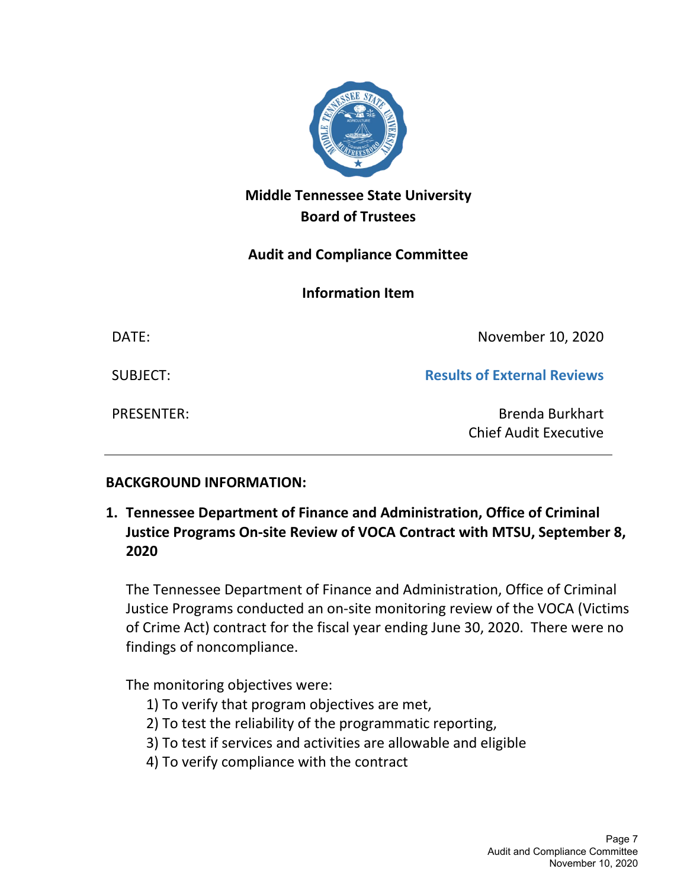**Middle Tennessee State University**
**Board of Trustees**

**Audit and Compliance Committee**

**Information Item**

DATE: November 10, 2020

SUBJECT: **Results of External Reviews**

PRESENTER: Brenda Burkhart
Chief Audit Executive

---

**BACKGROUND INFORMATION:**

1. **Tennessee Department of Finance and Administration, Office of Criminal Justice Programs On-site Review of VOCA Contract with MTSU, September 8, 2020**

   The Tennessee Department of Finance and Administration, Office of Criminal Justice Programs conducted an on-site monitoring review of the VOCA (Victims of Crime Act) contract for the fiscal year ending June 30, 2020. There were no findings of noncompliance.

   The monitoring objectives were:

   1) To verify that program objectives are met,
   2) To test the reliability of the programmatic reporting,
   3) To test if services and activities are allowable and eligible
   4) To verify compliance with the contract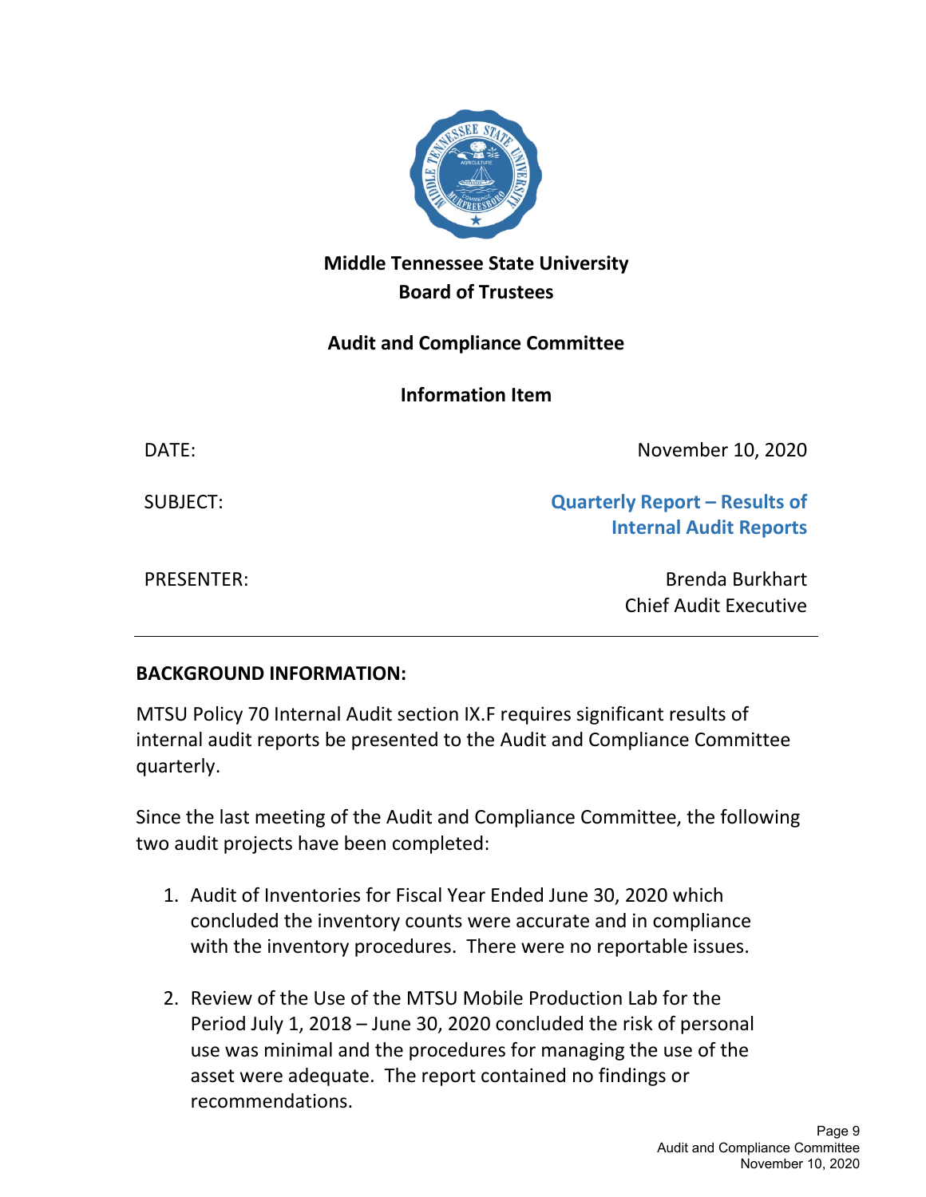# Middle Tennessee State University
# Board of Trustees

## Audit and Compliance Committee

## Information Item

| | |
|---|---|
| DATE: | November 10, 2020 |
| SUBJECT: | **Quarterly Report – Results of Internal Audit Reports** |
| PRESENTER: | Brenda Burkhart<br>Chief Audit Executive |

---

**BACKGROUND INFORMATION:**

MTSU Policy 70 Internal Audit section IX.F requires significant results of internal audit reports be presented to the Audit and Compliance Committee quarterly.

Since the last meeting of the Audit and Compliance Committee, the following two audit projects have been completed:

1. Audit of Inventories for Fiscal Year Ended June 30, 2020 which concluded the inventory counts were accurate and in compliance with the inventory procedures. There were no reportable issues.

2. Review of the Use of the MTSU Mobile Production Lab for the Period July 1, 2018 – June 30, 2020 concluded the risk of personal use was minimal and the procedures for managing the use of the asset were adequate. The report contained no findings or recommendations.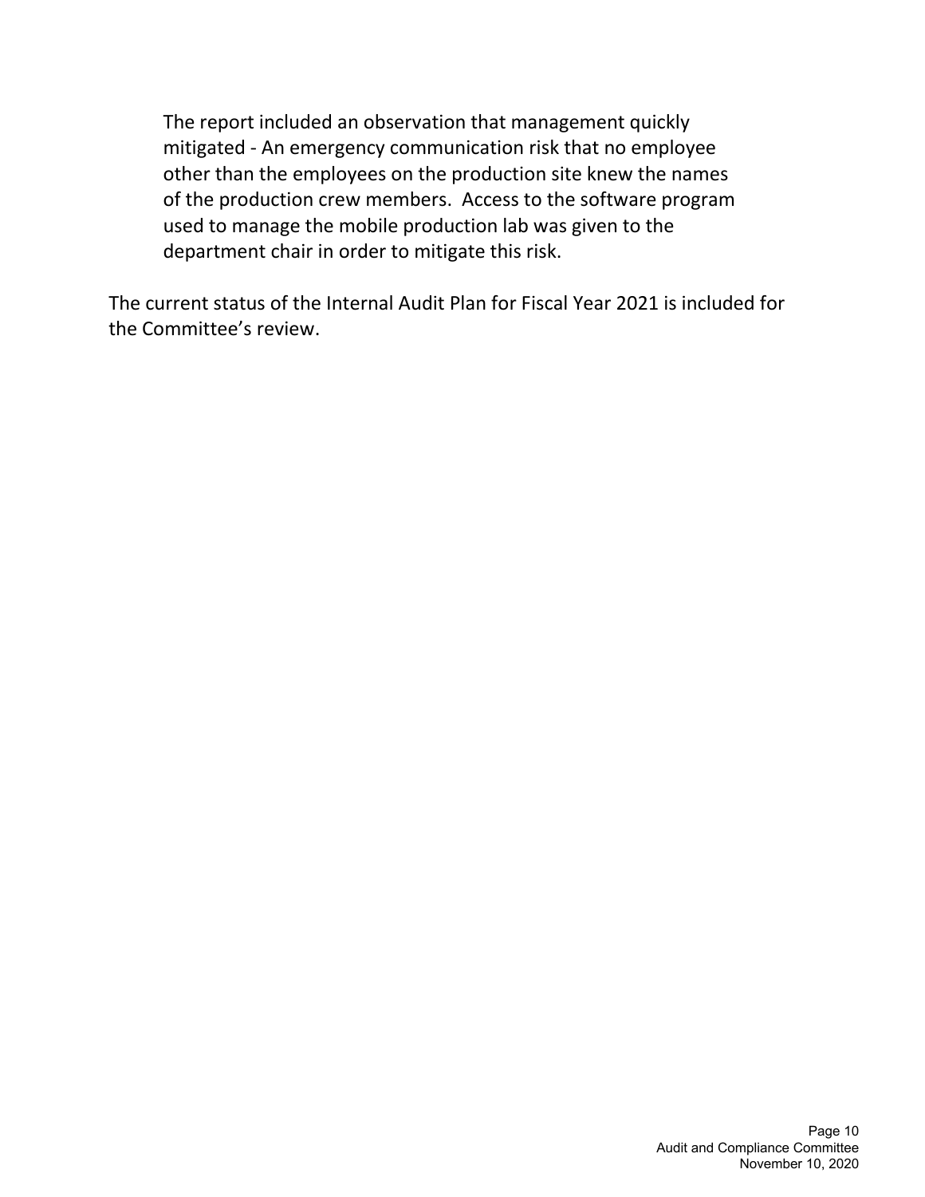> The report included an observation that management quickly mitigated - An emergency communication risk that no employee other than the employees on the production site knew the names of the production crew members. Access to the software program used to manage the mobile production lab was given to the department chair in order to mitigate this risk.

The current status of the Internal Audit Plan for Fiscal Year 2021 is included for the Committee's review.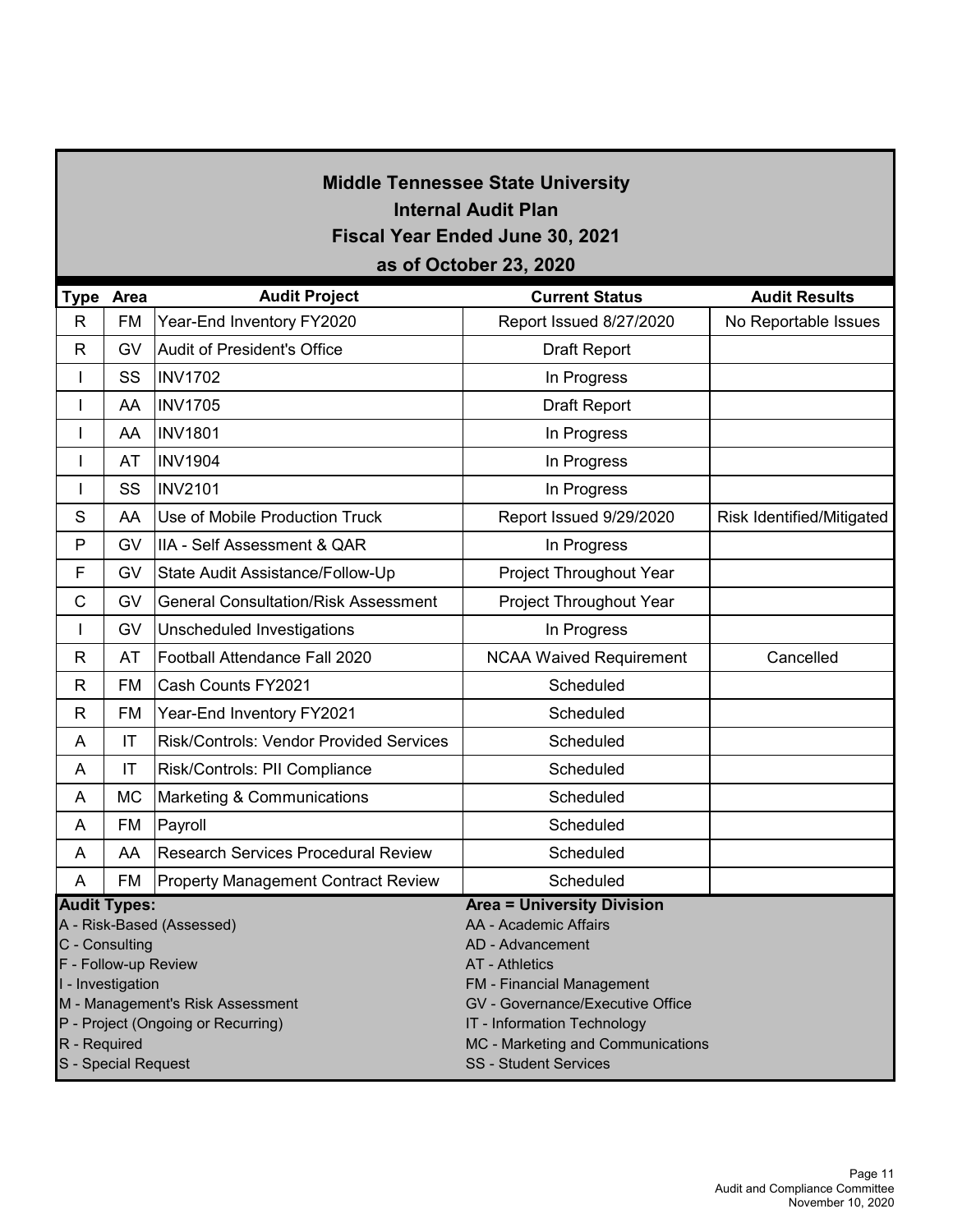## Middle Tennessee State University
## Internal Audit Plan
## Fiscal Year Ended June 30, 2021
## as of October 23, 2020

| Type | Area | Audit Project | Current Status | Audit Results |
|---|---|---|---|---|
| R | FM | Year-End Inventory FY2020 | Report Issued 8/27/2020 | No Reportable Issues |
| R | GV | Audit of President's Office | Draft Report | |
| I | SS | INV1702 | In Progress | |
| I | AA | INV1705 | Draft Report | |
| I | AA | INV1801 | In Progress | |
| I | AT | INV1904 | In Progress | |
| I | SS | INV2101 | In Progress | |
| S | AA | Use of Mobile Production Truck | Report Issued 9/29/2020 | Risk Identified/Mitigated |
| P | GV | IIA - Self Assessment & QAR | In Progress | |
| F | GV | State Audit Assistance/Follow-Up | Project Throughout Year | |
| C | GV | General Consultation/Risk Assessment | Project Throughout Year | |
| I | GV | Unscheduled Investigations | In Progress | |
| R | AT | Football Attendance Fall 2020 | NCAA Waived Requirement | Cancelled |
| R | FM | Cash Counts FY2021 | Scheduled | |
| R | FM | Year-End Inventory FY2021 | Scheduled | |
| A | IT | Risk/Controls: Vendor Provided Services | Scheduled | |
| A | IT | Risk/Controls: PII Compliance | Scheduled | |
| A | MC | Marketing & Communications | Scheduled | |
| A | FM | Payroll | Scheduled | |
| A | AA | Research Services Procedural Review | Scheduled | |
| A | FM | Property Management Contract Review | Scheduled | |

**Audit Types:**
- A - Risk-Based (Assessed)
- C - Consulting
- F - Follow-up Review
- I - Investigation
- M - Management's Risk Assessment
- P - Project (Ongoing or Recurring)
- R - Required
- S - Special Request

**Area = University Division**
- AA - Academic Affairs
- AD - Advancement
- AT - Athletics
- FM - Financial Management
- GV - Governance/Executive Office
- IT - Information Technology
- MC - Marketing and Communications
- SS - Student Services